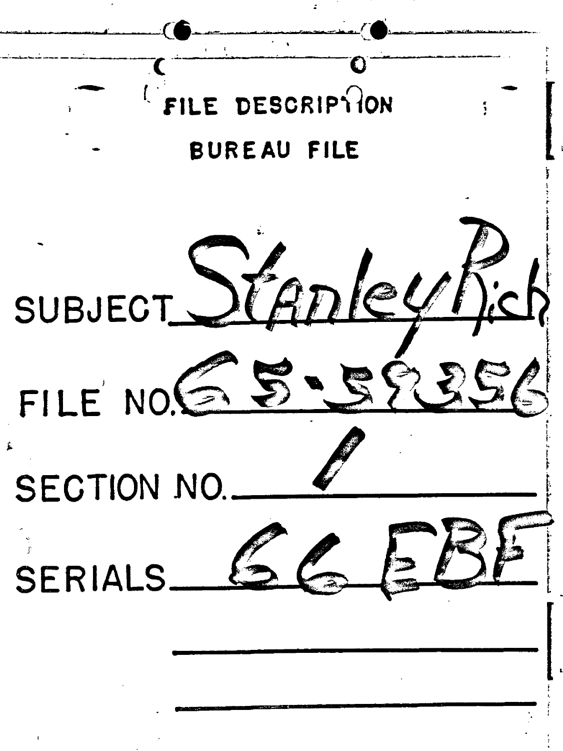# FILE DESCRIPTION

## BUREAU FILE

SUBJECT Stanley Rich

FILE NO. 65-59356

SECTION NO. 1

SERIALS 66 EBF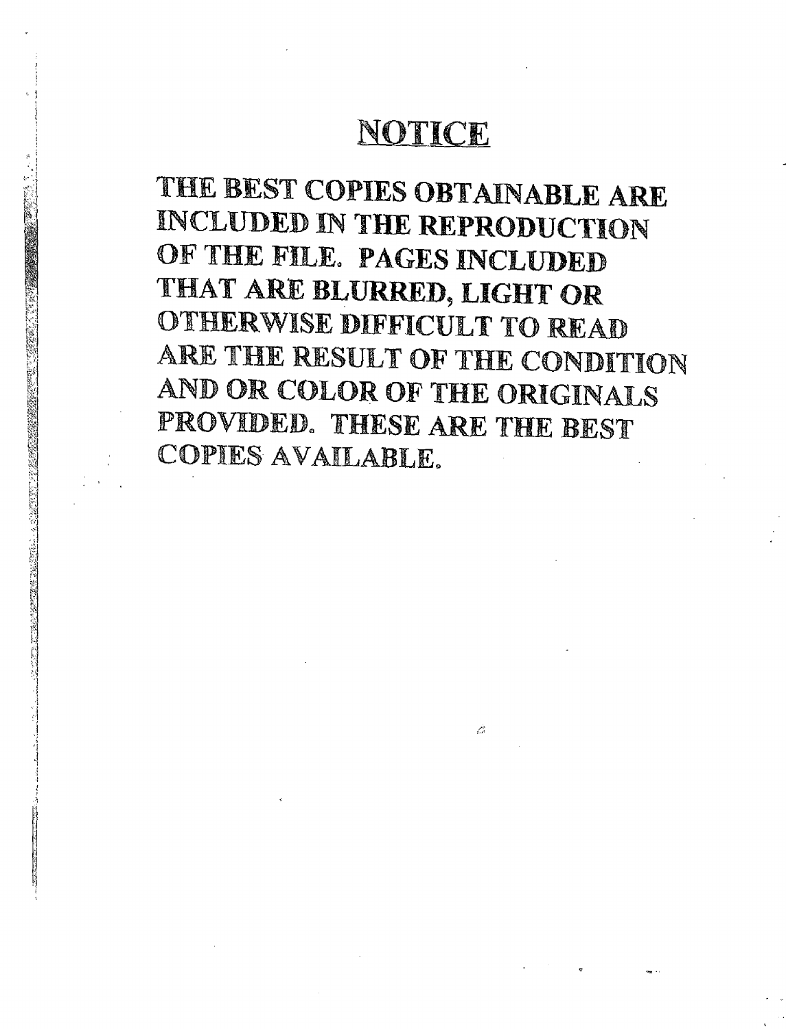# NOTICE

THE BEST COPIES OBTAINABLE ARE INCLUDED IN THE REPRODUCTION OF THE FILE. PAGES INCLUDED THAT ARE BLURRED, LIGHT OR OTHERWISE DIFFICULT TO READ ARE THE RESULT OF THE CONDITION AND OR COLOR OF THE ORIGINALS PROVIDED. THESE ARE THE BEST COPIES AVAILABLE.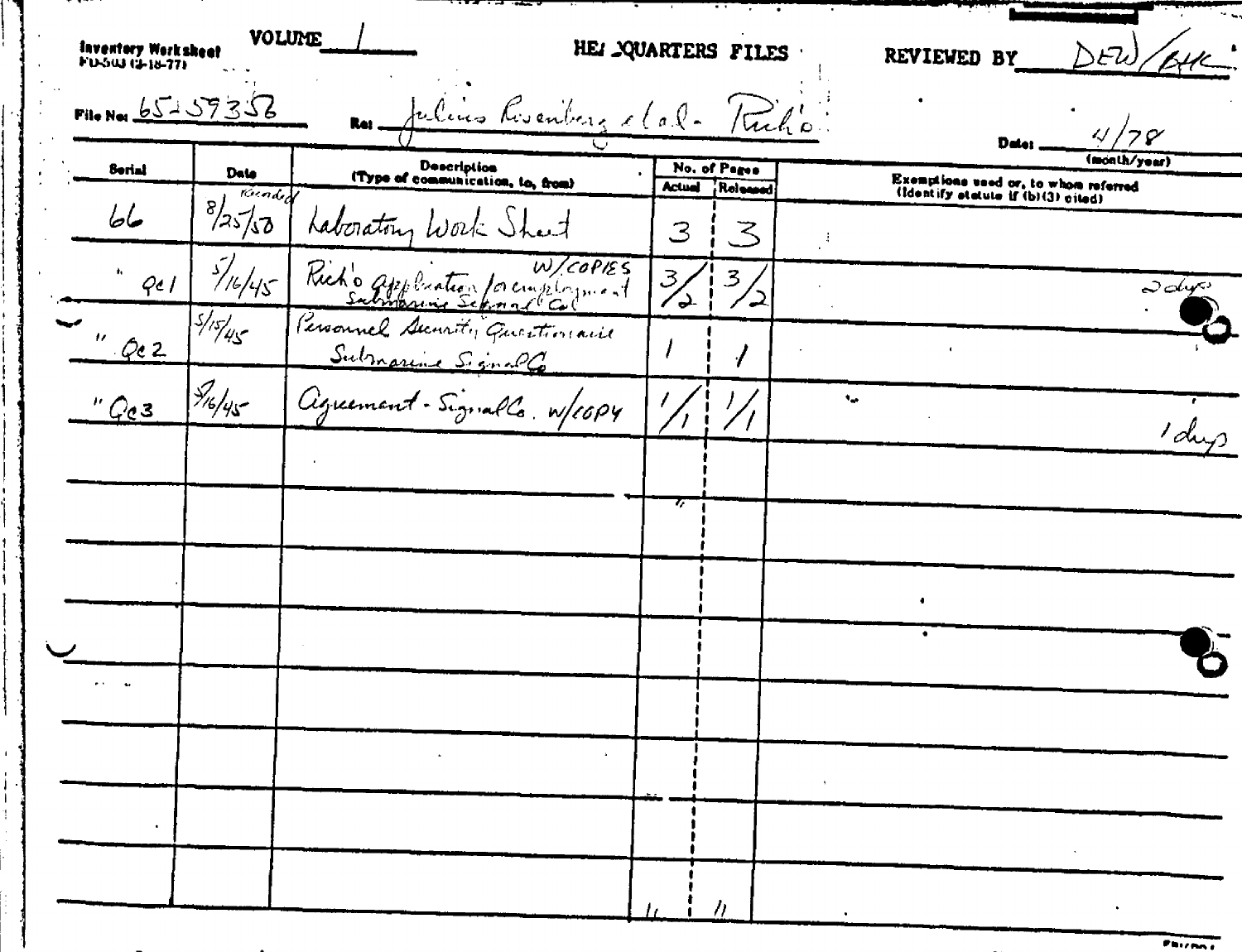Inventory Worksheet
FD-503 (3-18-77)

VOLUME 1

HEADQUARTERS FILES

REVIEWED BY DEW/AHK

File No: 65-59356

Re: Julius Rosenberg et al - Rich'o

Date: 4/78 (month/year)

| Serial | Date | Description (Type of communication, to, from) | No. of Pages Actual | No. of Pages Released | Exemptions used or, to whom referred (Identify statute if (b)(3) cited) |
|---|---|---|---|---|---|
| 66 | Recorded 8/25/50 | Laboratory Work Sheet | 3 | 3 | |
| " Qc1 | 5/16/45 | Rich'o application for employment Submarine Signal Co. W/COPIES | 3/2 | 3/2 | 2 dups |
| " Qc2 | 5/15/45 | Personnel Security Questionnaire Submarine Signal Co | 1 | 1 | |
| " Qc3 | 5/16/45 | Agreement - Signal Co. W/COPY | 1/1 | 1/1 | 1 dup |
| | | | " | | |
| | | | " | " | |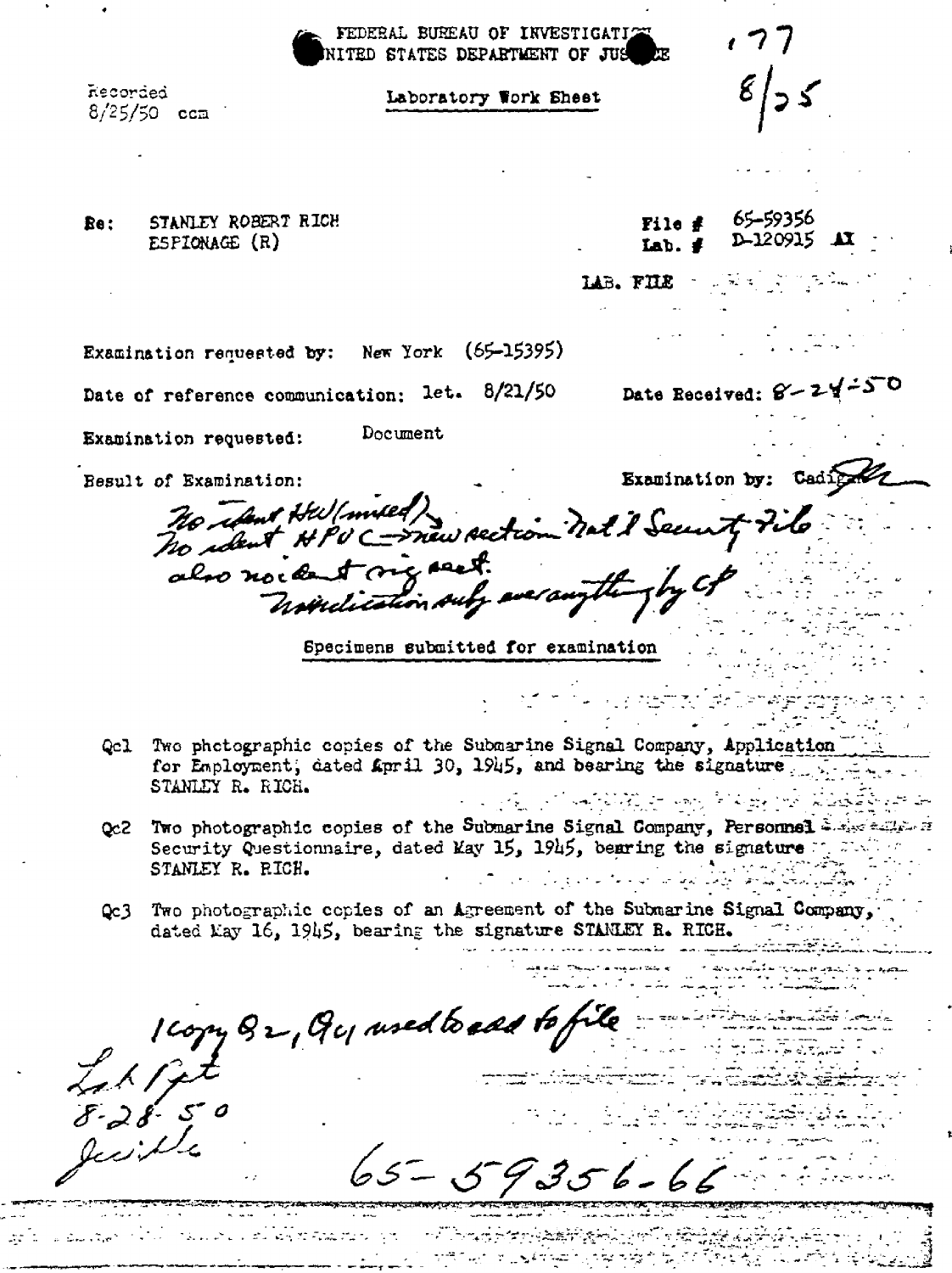FEDERAL BUREAU OF INVESTIGATION
UNITED STATES DEPARTMENT OF JUSTICE

Recorded
8/25/50 ccm

**Laboratory Work Sheet**

177
8/25

Re: STANLEY ROBERT RICH
ESPIONAGE (R)

File # 65-59356
Lab. # D-120915 AX

LAB. FILE

Examination requested by: New York (65-15395)

Date of reference communication: let. 8/21/50

Date Received: 8-24-50

Examination requested: Document

Result of Examination:

Examination by: Cadigan

No ident HW (mixed)
No ident HPVC → new section Nat'l Security File
also no ident sig sect.
No indication subj ever anything by CP

**Specimens submitted for examination**

Qc1 Two photographic copies of the Submarine Signal Company, Application for Employment, dated April 30, 1945, and bearing the signature STANLEY R. RICH.

Qc2 Two photographic copies of the Submarine Signal Company, Personnel Security Questionnaire, dated May 15, 1945, bearing the signature STANLEY R. RICH.

Qc3 Two photographic copies of an Agreement of the Submarine Signal Company, dated May 16, 1945, bearing the signature STANLEY R. RICH.

1 copy Q2, Q1 used to add to file

Lab Rpt
8-28-50
Jwillc

65-59356-66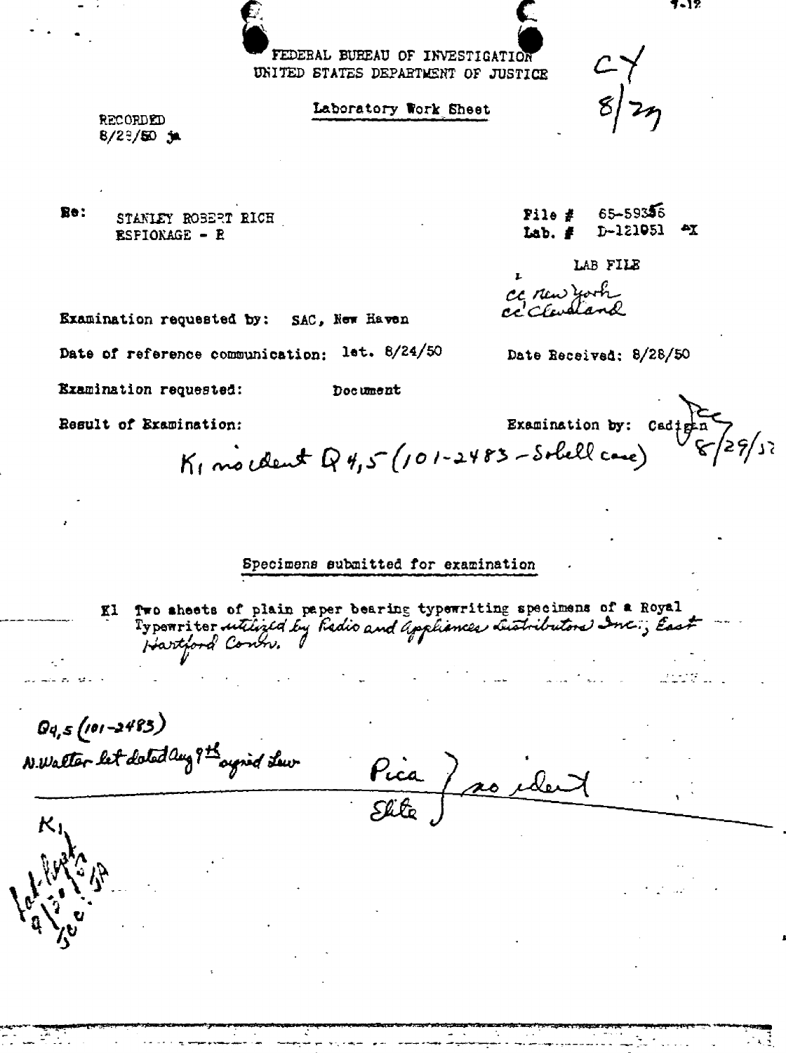FEDERAL BUREAU OF INVESTIGATION
UNITED STATES DEPARTMENT OF JUSTICE

CY
8/29

Laboratory Work Sheet

RECORDED
8/29/50 ja

Re: STANLEY ROBERT RICH
ESPIONAGE - R

File # 65-59356
Lab. # D-121051 AX

LAB FILE

cc New York
cc Cleveland

Examination requested by: SAC, New Haven

Date of reference communication: let. 8/24/50

Date Received: 8/28/50

Examination requested: Document

Result of Examination:

Examination by: Cadigan
8/29/50

K1 no ident Q4,5 (101-2483 - Sobell case)

## Specimens submitted for examination

K1 Two sheets of plain paper bearing typewriting specimens of a Royal Typewriter utilized by Radio and Appliances Distributors Inc., East Hartford Conn.

Q4,5 (101-2483)
N. Walter let dated Aug 9th signed Lew

Pica
Elite } no ident

K1
Lab Light
9/5/50
JP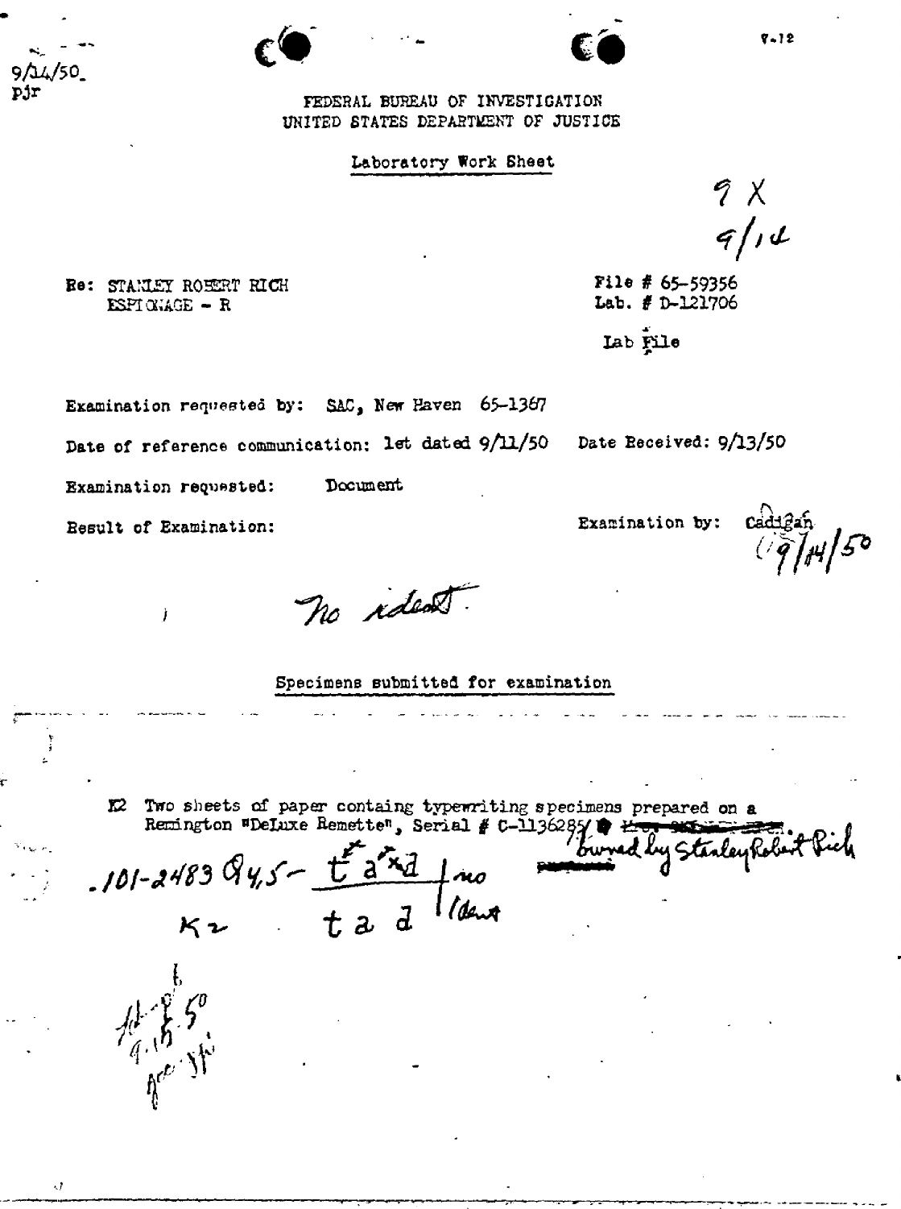9/14/50
pjr

FEDERAL BUREAU OF INVESTIGATION
UNITED STATES DEPARTMENT OF JUSTICE

Laboratory Work Sheet

9 X
9/14

Re: STANLEY ROBERT RICH
ESPIONAGE - R

File # 65-59356
Lab. # D-121706

Lab File

Examination requested by: SAC, New Haven 65-1367

Date of reference communication: let dated 9/11/50 Date Received: 9/13/50

Examination requested: Document

Result of Examination:

Examination by: Cadigan 9/14/50

No ident.

Specimens submitted for examination

K2 Two sheets of paper containg typewriting specimens prepared on a Remington "DeLuxe Remette", Serial # C-1136285 owned by Stanley Robert Rich

.101-2483 Q4,5 - t a d / no
K2 t a d / Ident

fd 9.15.50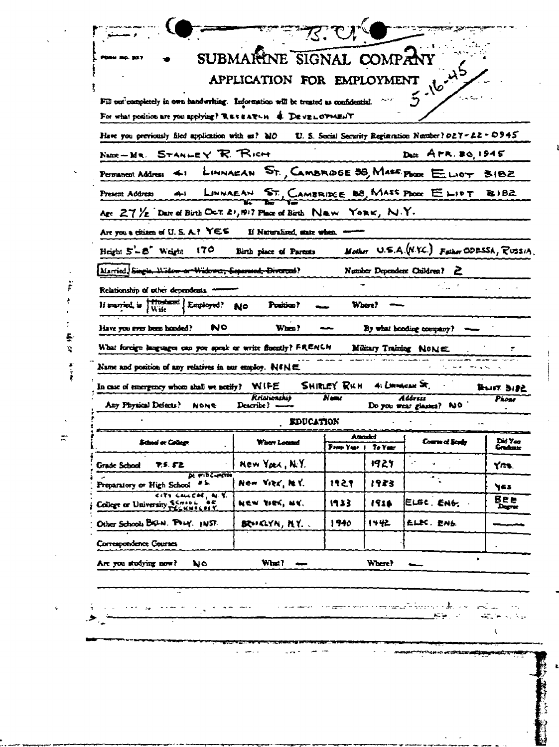B. C.

Form No. 827

# SUBMARINE SIGNAL COMPANY

## APPLICATION FOR EMPLOYMENT

5-16-45

Fill out completely in own handwriting. Information will be treated as confidential.

For what position are you applying? RESEARCH & DEVELOPMENT

Have you previously filed application with us? NO U. S. Social Security Registration Number? 027-22-0945

Name — MR. STANLEY R. RICH Date APR. 30, 1945

Permanent Address 41 LINNAEAN ST., CAMBRIDGE 38, MASS. Phone ELIOT 3182

Present Address 41 LINNAEAN ST., CAMBRIDGE 38, MASS. Phone ELIOT 3182

Age 27½ Date of Birth OCT. 21, 1917 (Mo. Day Year) Place of Birth NEW YORK, N.Y.

Are you a citizen of U. S. A.? YES If Naturalized, state when. —

Height 5'-8" Weight 170 Birth place of Parents Mother U.S.A. (N.Y.C.) Father ODESSA, RUSSIA.

[Married] ~~Single, Widow or Widower, Separated, Divorced~~? Number Dependent Children? 2

Relationship of other dependents. —

If married, is Husband / Wife Employed? NO Position? — Where? —

Have you ever been bonded? NO When? — By what bonding company? —

What foreign languages can you speak or write fluently? FRENCH Military Training NONE

Name and position of any relatives in our employ. NONE

In case of emergency whom shall we notify? WIFE (Relationship) SHIRLEY RICH (Name) 41 LINNAEAN ST. (Address) ELIOT 3182 (Phone)

Any Physical Defects? NONE Describe? — Do you wear glasses? NO

### EDUCATION

| School or College | Where Located | Attended From Year | Attended To Year | Course of Study | Did You Graduate |
|---|---|---|---|---|---|
| Grade School P.S. 52 | NEW YORK, N.Y. | | 1929 | | YES |
| Preparatory or High School DE WITT CLINTON #6 | NEW YORK, N.Y. | 1929 | 1933 | | YES |
| College or University CITY COLLEGE, N.Y. SCHOOL OF TECHNOLOGY | NEW YORK, N.Y. | 1933 | 1938 | ELEC. ENG. | BEE Degree |
| Other Schools BKLN. POLY. INST. | BROOKLYN, N.Y. | 1940 | 1942 | ELEC. ENG. | — |
| Correspondence Courses | | | | | |

Are you studying now? NO What? — Where? —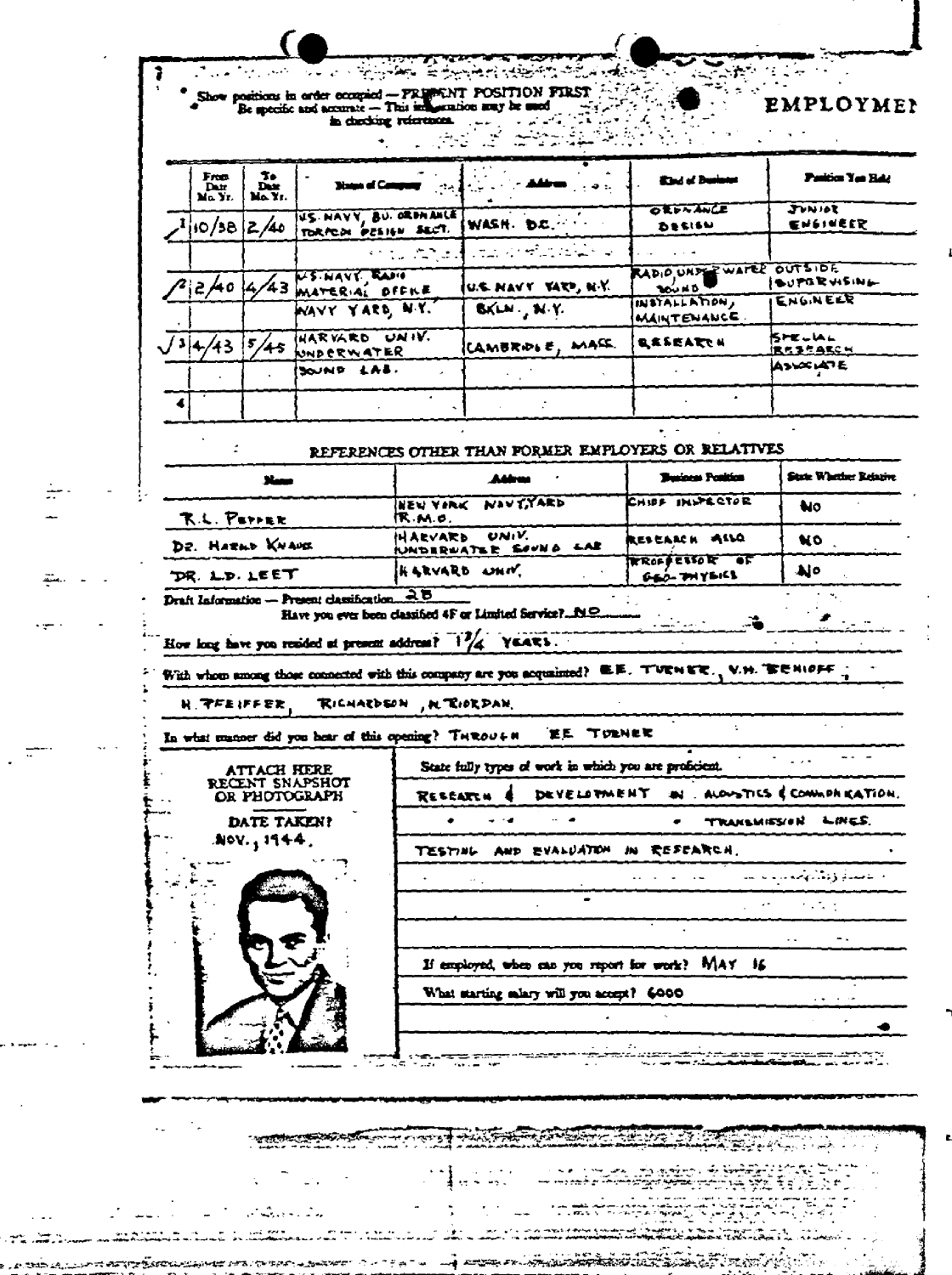Show positions in order occupied — PRESENT POSITION FIRST
Be specific and accurate — This information may be used in checking references.

# EMPLOYMENT

| | From Date Mo. Yr. | To Date Mo. Yr. | Name of Company | Address | Kind of Business | Position You Held |
|---|---|---|---|---|---|---|
| 1 | 10/38 | 2/40 | U.S. NAVY, BU. ORDNANCE TORPEDO DESIGN SECT. | WASH. D.C. | ORDNANCE DESIGN | JUNIOR ENGINEER |
| 2 | 2/40 | 4/43 | U.S. NAVY RADIO MATERIAL OFFICE NAVY YARD, N.Y. | U.S. NAVY YARD, N.Y. BKLN., N.Y. | RADIO UNDERWATER SOUND INSTALLATION, MAINTENANCE | OUTSIDE SUPERVISING ENGINEER |
| 3 | 4/43 | 5/45 | HARVARD UNIV. UNDERWATER SOUND LAB. | CAMBRIDGE, MASS. | RESEARCH | SPECIAL RESEARCH ASSOCIATE |
| 4 | | | | | | |

## REFERENCES OTHER THAN FORMER EMPLOYERS OR RELATIVES

| Name | Address | Business Position | State Whether Relative |
|---|---|---|---|
| R.L. PEPPER | NEW YORK NAVY YARD R.M.O. | CHIEF INSPECTOR | NO |
| DR. HAROLD KNAUS | HARVARD UNIV. UNDERWATER SOUND LAB | RESEARCH ASSO. | NO |
| DR. L.D. LEET | HARVARD UNIV. | PROFESSOR OF GEO-PHYSICS | NO |

Draft Information — Present classification 2B

Have you ever been classified 4F or Limited Service? NO

How long have you resided at present address? 1 3/4 YEARS.

With whom among those connected with this company are you acquainted? E.E. TURNER, V.H. BENIOFF, H. PFEIFFER, RICHARDSON, N. RIORDAN.

In what manner did you hear of this opening? THROUGH E.E. TURNER

ATTACH HERE RECENT SNAPSHOT OR PHOTOGRAPH

DATE TAKEN? NOV., 1944.

State fully types of work in which you are proficient.

RESEARCH & DEVELOPMENT IN ACOUSTICS & COMMUNICATION. TRANSMISSION LINES.

TESTING AND EVALUATION IN RESEARCH.

If employed, when can you report for work? MAY 16

What starting salary will you accept? 6000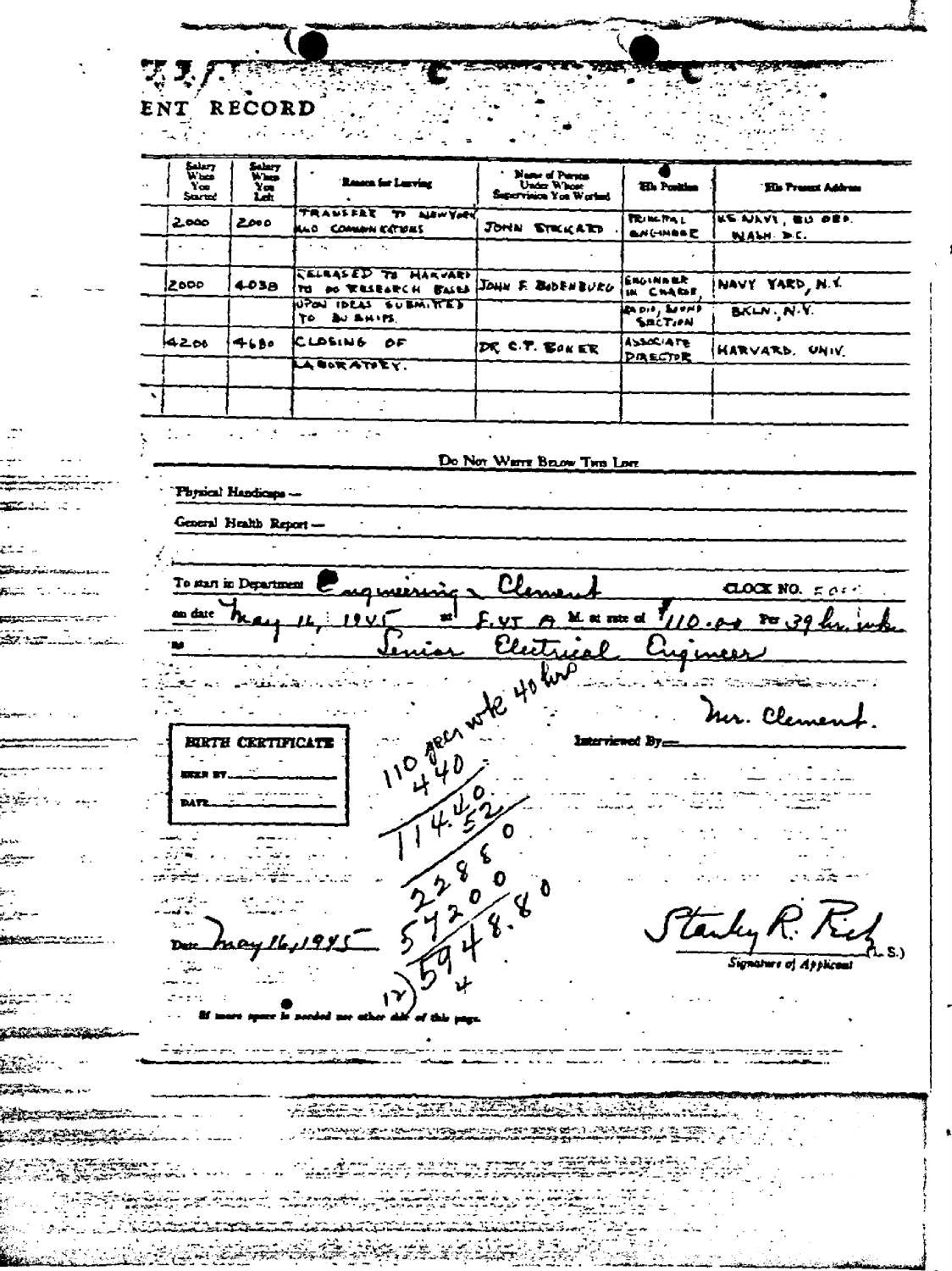ENT RECORD

| Salary When You Started | Salary When You Left | Reason for Leaving | Name of Person Under Whose Supervision You Worked | His Position | His Present Address |
|---|---|---|---|---|---|
| 2000 | 2000 | TRANSFER TO NEW YORK AND COMMUNICATIONS | JOHN STRICKATD | PRINCIPAL ENGINEER | US NAVY, BU DEP. WASH. D.C. |
| | | | | | |
| 2000 | 4038 | RELEASED TO HARVARD TO DO RESEARCH BASED UPON IDEAS SUBMITTED TO BU SHIPS. | JOHN F. BODENBURG | ENGINEER IN CHARGE, RADIO, SOUND SECTION | NAVY YARD, N.Y. BKLN, N.Y. |
| 4200 | 4680 | CLOSING OF LABORATORY. | DR. C.T. BOKER | ASSOCIATE DIRECTOR | HARVARD. UNIV. |
| | | | | | |

Do Not Write Below This Line

Physical Handicaps —

General Health Report —

To start in Department Engineering – Clement CLOCK NO. 50__

on date May 14, 1945 at 8.45 A M. at rate of $110.00 Per 39 hr. wk.

as Senior Electrical Engineer

110 per wk 40 hrs

Interviewed By— Mr. Clement.

BIRTH CERTIFICATE

SEEN BY______

DATE______

```
  110
  440
 114.40
   .52
  22880
 57200
 5948.80
12)594
   4
```

Date May 16, 1945

Stanley R. Rich (L.S.)
Signature of Applicant

If more space is needed use other side of this page.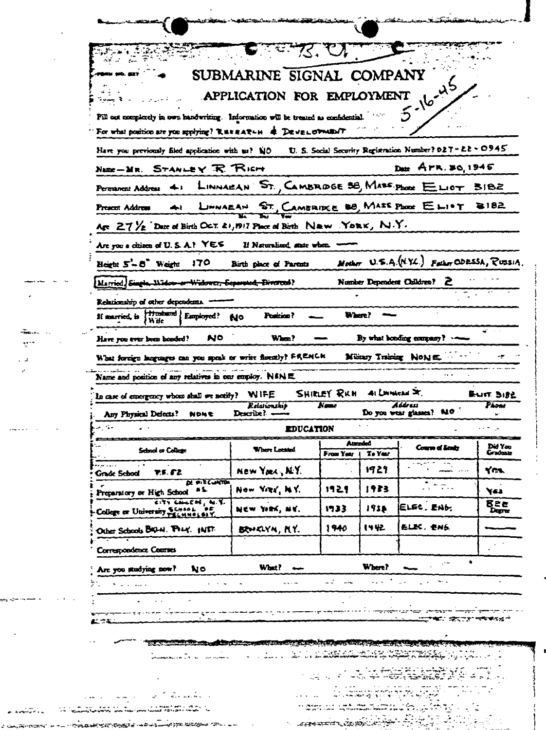B. U.

5-16-45

FORM NO. 627

# SUBMARINE SIGNAL COMPANY

## APPLICATION FOR EMPLOYMENT

Fill out completely in own handwriting. Information will be treated as confidential.

For what position are you applying? RESEARCH & DEVELOPMENT

Have you previously filed application with us? NO U. S. Social Security Registration Number? 027-22-0945

Name—MR. STANLEY R. RICH Date APR. 30, 1945

Permanent Address 41 LINNAEAN ST, CAMBRIDGE 38, MASS. Phone ELIOT 3182

Present Address 41 LINNAEAN ST, CAMBRIDGE 38, MASS. Phone ELIOT 3182

Age 27½ Date of Birth OCT. 21, 1917 (Mo. Day Year) Place of Birth NEW YORK, N.Y.

Are you a citizen of U. S. A.? YES If Naturalized, state when. ——

Height 5'-8" Weight 170 Birth place of Parents Mother U.S.A. (N.Y.C.) Father ODESSA, RUSSIA.

Married, ~~Single, Widow or Widower, Separated, Divorced~~? Number Dependent Children? 2

Relationship of other dependents. ——

If married, is Husband / Wife Employed? NO Position? —— Where? ——

Have you ever been bonded? NO When? —— By what bonding company? ——

What foreign languages can you speak or write fluently? FRENCH Military Training NONE

Name and position of any relatives in our employ. NONE

In case of emergency whom shall we notify? WIFE (Relationship) SHIRLEY RICH (Name) 41 LINNAEAN ST. (Address) ELIOT 3182 (Phone)

Any Physical Defects? NONE Describe? —— Do you wear glasses? NO

### EDUCATION

| School or College | Where Located | Attended From Year | Attended To Year | Course of Study | Did You Graduate |
|---|---|---|---|---|---|
| Grade School P.S. 52 | NEW YORK, N.Y. | | 1929 | —— | YES |
| Preparatory or High School DE WITT CLINTON HS | NEW YORK, N.Y. | 1929 | 1933 | | YES |
| College or University CITY COLLEGE, N.Y. SCHOOL OF TECHNOLOGY | NEW YORK, N.Y. | 1933 | 1938 | ELEC. ENG. | BEE Degree |
| Other Schools BKLN. POLY. INST. | BROOKLYN, N.Y. | 1940 | 1942 | ELEC. ENG. | —— |
| Correspondence Courses | | | | | |

Are you studying now? NO What? —— Where? ——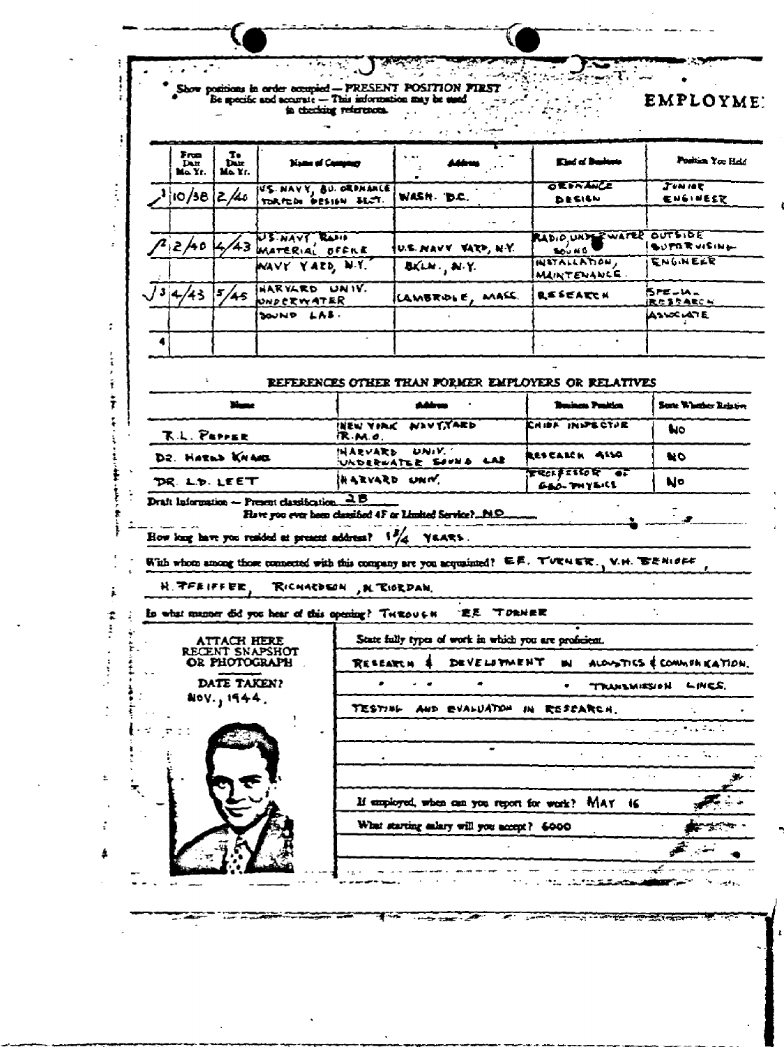Show positions in order occupied — PRESENT POSITION FIRST
Be specific and accurate — This information may be used in checking references.

**EMPLOYME**

| | From Date Mo. Yr. | To Date Mo. Yr. | Name of Company | Address | Kind of Business | Position You Held |
|---|---|---|---|---|---|---|
| 1 | 10/38 | 2/40 | U.S. NAVY, BU. ORDNANCE TORPEDO DESIGN SECT. | WASH. D.C. | ORDNANCE DESIGN | JUNIOR ENGINEER |
| 2 | 2/40 | 4/43 | U.S. NAVY RADIO MATERIAL OFFICE NAVY YARD, N.Y. | U.S. NAVY YARD, N.Y. BKLN., N.Y. | RADIO, UNDERWATER SOUND INSTALLATION, MAINTENANCE. | OUTSIDE SUPERVISING ENGINEER |
| 3 | 4/43 | 5/45 | HARVARD UNIV. UNDERWATER SOUND LAB. | CAMBRIDGE, MASS. | RESEARCH | SPECIAL RESEARCH ASSOCIATE |
| 4 | | | | | | |

## REFERENCES OTHER THAN FORMER EMPLOYERS OR RELATIVES

| Name | Address | Business Position | State Whether Relative |
|---|---|---|---|
| R.L. PEPPER | NEW YORK NAVY YARD R.M.O. | CHIEF INSPECTOR | NO |
| DR. HAROLD KNAPE | HARVARD UNIV. UNDERWATER SOUND LAB | RESEARCH ASSO. | NO |
| DR. L.D. LEET | HARVARD UNIV. | PROFESSOR OF GEO-PHYSICS | NO |

Draft Information — Present classification 2B
Have you ever been classified 4F or Limited Service? NO

How long have you resided at present address? 1 3/4 YEARS.

With whom among those connected with this company are you acquainted? E.F. TURNER, V.H. BENIOFF, H. PFEIFFER, RICHARDSON, N. RIORDAN.

In what manner did you hear of this opening? THROUGH E.F. TURNER

ATTACH HERE RECENT SNAPSHOT OR PHOTOGRAPH

DATE TAKEN? NOV., 1944.

State fully types of work in which you are proficient.

RESEARCH & DEVELOPMENT IN ACOUSTICS & COMMUNICATION.
" " " " TRANSMISSION LINES.
TESTING AND EVALUATION IN RESEARCH.

If employed, when can you report for work? MAY 16

What starting salary will you accept? 6000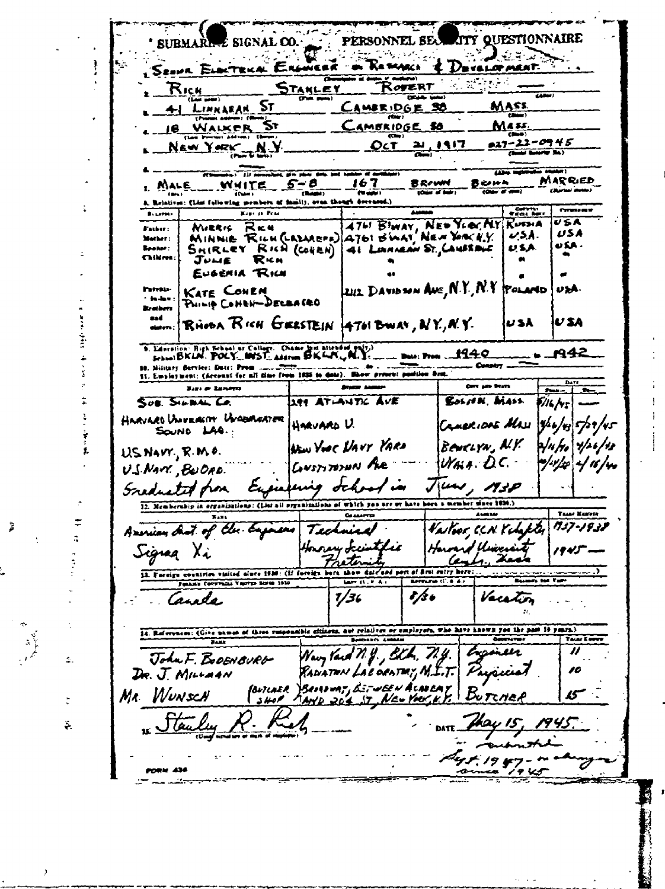SUBMARINE SIGNAL CO. — PERSONNEL SECURITY QUESTIONNAIRE

1. SENIOR ELECTRICAL ENGINEER on RESEARCH & DEVELOPMENT.
(Description of duties of employee)

2. RICH STANLEY ROBERT
(Last name) (First name) (Middle name) (Alias)

3. 41 LINNAEAN ST CAMBRIDGE 38 MASS.
(Present address) (Street) (City) (State)

4. 18 WALKER ST CAMBRIDGE 38 MASS.
(Last Previous Address) (Street) (City) (State)

5. NEW YORK N.Y. OCT 21, 1917 027-22-0945
(Place of birth) (Date) (Social Security No.)

6. (Citizenship) (If naturalized, give place, date, and number of certificate) (Alien registration number)

7. MALE WHITE 5-8 167 BROWN BROWN MARRIED
(Sex) (Color) (Height) (Weight) (Color of hair) (Color of eyes) (Marital status)

8. Relatives: (List following members of family, even though deceased.)

| Relationship | Name in Full | Address | Country Where Born | Citizenship |
|---|---|---|---|---|
| Father: | MORRIS RICH | 4761 B'WAY, NEW YORK, N.Y. | RUSSIA | USA |
| Mother: | MINNIE RICH (LAZAROFF) | 4761 B'WAY, NEW YORK, N.Y. | U.S.A. | USA |
| Spouse: | SHIRLEY RICH (COHEN) | 41 LINNAEAN ST., CAMBRIDGE | U.S.A. | USA. |
| Children: | JULIE RICH | " | " | " |
| | EUGENIA RICH | " | " | " |
| Parents-in-law: | KATE COHEN | 2112 DAVIDSON AVE, N.Y., N.Y. | POLAND | USA. |
| | PHILIP COHEN-DELBACRO | | | |
| Brothers and sisters: | RHODA RICH GERSTEIN | 4761 B'WAY, N.Y., N.Y. | USA | USA |

9. Education: High School or College: (Name last attended only.) School BKLN. POLY. INST. Address BKLN., N.Y. Date: From 1940 to 1942

10. Military Service: Date: From ______ to ______ Country ______

11. Employment: (Account for all time from 1935 to date). Show present position first.

| Name of Employer | Street Address | City and State | From | To |
|---|---|---|---|---|
| SUB. SIGNAL CO. | 299 ATLANTIC AVE | BOSTON, MASS. | 5/16/45 | — |
| HARVARD UNIVERSITY UNDERWATER SOUND LAB. | HARVARD U. | CAMBRIDGE MASS | 4/26/42 | 5/29/45 |
| US NAVY, R.M.O. | NEW YORK NAVY YARD | BKLYN, N.Y. | 2/14/40 | 4/26/42 |
| U.S. NAVY, BUORD. | CONSTITUTION AVE | WASH. D.C. | 10/14/38 | 2/14/40 |
| Graduated from Engineering School in June, 1938 | | | | |

12. Membership in organizations: (List all organizations of which you are or have been a member since 1936.)

| Name | Character | Address | Years Member |
|---|---|---|---|
| American Inst. of Elec. Engineers | Technical | New York, C.C.N.Y. chapter | 1937-1938 |
| Sigma Xi | Honorary Scientific Fraternity | Harvard University Camb., Mass | 1945 — |

13. Foreign countries visited since 1930: (If foreign born show date and port of first entry here: ______)

| Foreign Countries Visited Since 1930 | Left U.S.A. | Returned U.S.A. | Reasons for Visit |
|---|---|---|---|
| Canada | 7/36 | 8/36 | Vacation |

14. References: (Give names of three responsible citizens, not relatives or employers, who have known you for past 10 years.)

| Name | Business Address | Occupation | Years Known |
|---|---|---|---|
| John F. Bodenburg | Navy Yard N.Y., Bkln. N.Y. | Engineer | 11 |
| Dr. J. Millman | RADIATION LABORATORY, M.I.T. | Physicist | 10 |
| Mr. Wunsch (BUTCHER SHOP) | BROADWAY, BETWEEN ACADEMY AND 204 ST, NEW YORK, N.Y. | BUTCHER | 15 |

15. Stanley R. Rich
(Usual signature or mark of employee)

DATE May 15, 1945.

— married Sept. 1947 — no change since 1945

FORM 436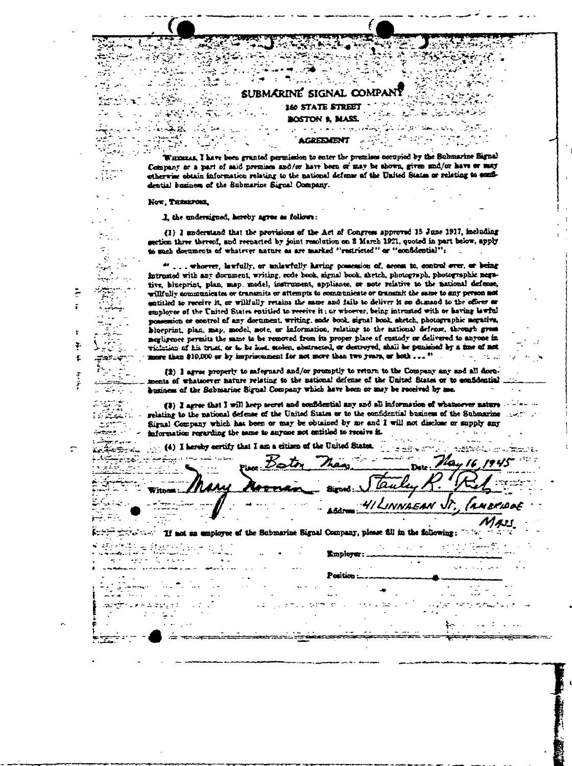# SUBMARINE SIGNAL COMPANY

160 STATE STREET

BOSTON 9, MASS.

## AGREEMENT

WHEREAS, I have been granted permission to enter the premises occupied by the Submarine Signal Company or a part of said premises and/or have been or may be shown, given and/or have or may otherwise obtain information relating to the national defense of the United States or relating to confidential business of the Submarine Signal Company.

NOW, THEREFORE,

I, the undersigned, hereby agree as follows:

(1) I understand that the provisions of the Act of Congress approved 15 June 1917, including section three thereof, and reenacted by joint resolution on 8 March 1921, quoted in part below, apply to such documents of whatever nature as are marked "restricted" or "confidential":

" . . . whoever, lawfully, or unlawfully having possession of, access to, control over, or being intrusted with any document, writing, code book, signal book, sketch, photograph, photographic negative, blueprint, plan, map, model, instrument, appliance, or note relative to the national defense, willfully communicates or transmits or attempts to communicate or transmit the same to any person not entitled to receive it, or willfully retains the same and fails to deliver it on demand to the officer or employee of the United States entitled to receive it; or whoever, being intrusted with or having lawful possession or control of any document, writing, code book, signal book, sketch, photographic negative, blueprint, plan, map, model, note, or information, relating to the national defense, through gross negligence permits the same to be removed from its proper place of custody or delivered to anyone in violation of his trust, or to be lost, stolen, abstracted, or destroyed, shall be punished by a fine of not more than $10,000 or by imprisonment for not more than two years, or both . . . "

(2) I agree properly to safeguard and/or promptly to return to the Company any and all documents of whatsoever nature relating to the national defense of the United States or to confidential business of the Submarine Signal Company which have been or may be received by me.

(3) I agree that I will keep secret and confidential any and all information of whatsoever nature relating to the national defense of the United States or to the confidential business of the Submarine Signal Company which has been or may be obtained by me and I will not disclose or supply any information regarding the same to anyone not entitled to receive it.

(4) I hereby certify that I am a citizen of the United States.

Place: Boston Mass. Date: May 16, 1945

Witness: Mary Noonan Signed: Stanley R. Rich

Address: 41 LINNAEAN ST, CAMBRIDGE MASS.

If not an employee of the Submarine Signal Company, please fill in the following:

Employer: ______________________

Position: ______________________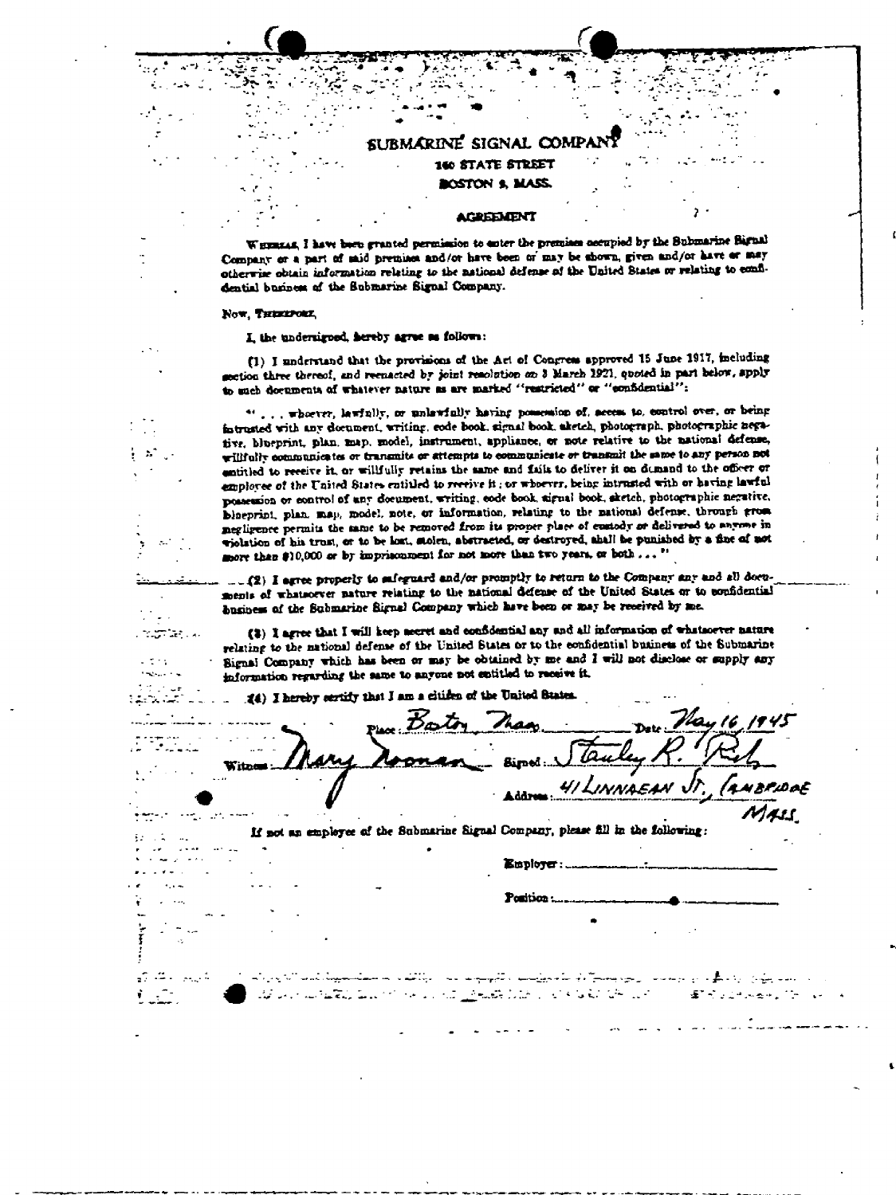# SUBMARINE SIGNAL COMPANY

**160 STATE STREET**

**BOSTON 9, MASS.**

## AGREEMENT

WHEREAS, I have been granted permission to enter the premises occupied by the Submarine Signal Company or a part of said premises and/or have been or may be shown, given and/or have or may otherwise obtain information relating to the national defense of the United States or relating to confidential business of the Submarine Signal Company.

NOW, THEREFORE,

I, the undersigned, hereby agree as follows:

(1) I understand that the provisions of the Act of Congress approved 15 June 1917, including section three thereof, and reenacted by joint resolution on 3 March 1921, quoted in part below, apply to such documents of whatever nature as are marked "restricted" or "confidential":

"... whoever, lawfully, or unlawfully having possession of, access to, control over, or being intrusted with any document, writing, code book, signal book, sketch, photograph, photographic negative, blueprint, plan, map, model, instrument, appliance, or note relative to the national defense, willfully communicates or transmits or attempts to communicate or transmit the same to any person not entitled to receive it, or willfully retains the same and fails to deliver it on demand to the officer or employee of the United States entitled to receive it; or whoever, being intrusted with or having lawful possession or control of any document, writing, code book, signal book, sketch, photographic negative, blueprint, plan, map, model, note, or information, relating to the national defense, through gross negligence permits the same to be removed from its proper place of custody or delivered to anyone in violation of his trust, or to be lost, stolen, abstracted, or destroyed, shall be punished by a fine of not more than $10,000 or by imprisonment for not more than two years, or both ..."

(2) I agree properly to safeguard and/or promptly to return to the Company any and all documents of whatsoever nature relating to the national defense of the United States or to confidential business of the Submarine Signal Company which have been or may be received by me.

(3) I agree that I will keep secret and confidential any and all information of whatsoever nature relating to the national defense of the United States or to the confidential business of the Submarine Signal Company which has been or may be obtained by me and I will not disclose or supply any information regarding the same to anyone not entitled to receive it.

(4) I hereby certify that I am a citizen of the United States.

Place: Boston Mass. Date: May 16, 1945

Witness: Mary Noonan Signed: Stanley R. Rich

Address: 41 Linnaean St, Cambridge Mass.

If not an employee of the Submarine Signal Company, please fill in the following:

Employer: ____________________

Position: ____________________